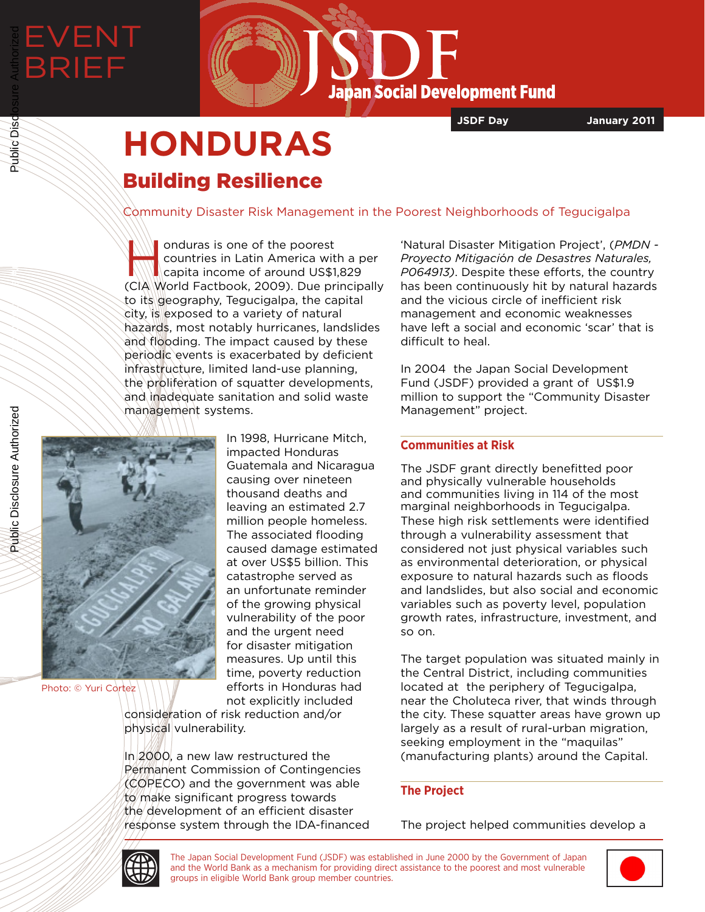EVENT BRIEF

JSDF Japan Social Development Fund

JSDF Day — January 2011

# HONDURAS

## Building Resilience

Community Disaster Risk Management in the Poorest Neighborhoods of Tegucigalpa

Honduras is one of the poorest countries in Latin America with a per capita income of around US$1,829 (CIA World Factbook, 2009). Due principally to its geography, Tegucigalpa, the capital city, is exposed to a variety of natural hazards, most notably hurricanes, landslides and flooding. The impact caused by these periodic events is exacerbated by deficient infrastructure, limited land-use planning, the proliferation of squatter developments, and inadequate sanitation and solid waste management systems.

Photo: © Yuri Cortez

In 1998, Hurricane Mitch, impacted Honduras Guatemala and Nicaragua causing over nineteen thousand deaths and leaving an estimated 2.7 million people homeless. The associated flooding caused damage estimated at over US$5 billion. This catastrophe served as an unfortunate reminder of the growing physical vulnerability of the poor and the urgent need for disaster mitigation measures. Up until this time, poverty reduction efforts in Honduras had not explicitly included consideration of risk reduction and/or physical vulnerability.

In 2000, a new law restructured the Permanent Commission of Contingencies (COPECO) and the government was able to make significant progress towards the development of an efficient disaster response system through the IDA-financed 'Natural Disaster Mitigation Project', (*PMDN - Proyecto Mitigación de Desastres Naturales, P064913)*. Despite these efforts, the country has been continuously hit by natural hazards and the vicious circle of inefficient risk management and economic weaknesses have left a social and economic 'scar' that is difficult to heal.

In 2004 the Japan Social Development Fund (JSDF) provided a grant of US$1.9 million to support the "Community Disaster Management" project.

### Communities at Risk

The JSDF grant directly benefitted poor and physically vulnerable households and communities living in 114 of the most marginal neighborhoods in Tegucigalpa. These high risk settlements were identified through a vulnerability assessment that considered not just physical variables such as environmental deterioration, or physical exposure to natural hazards such as floods and landslides, but also social and economic variables such as poverty level, population growth rates, infrastructure, investment, and so on.

The target population was situated mainly in the Central District, including communities located at the periphery of Tegucigalpa, near the Choluteca river, that winds through the city. These squatter areas have grown up largely as a result of rural-urban migration, seeking employment in the "maquilas" (manufacturing plants) around the Capital.

### The Project

The project helped communities develop a

The Japan Social Development Fund (JSDF) was established in June 2000 by the Government of Japan and the World Bank as a mechanism for providing direct assistance to the poorest and most vulnerable groups in eligible World Bank group member countries.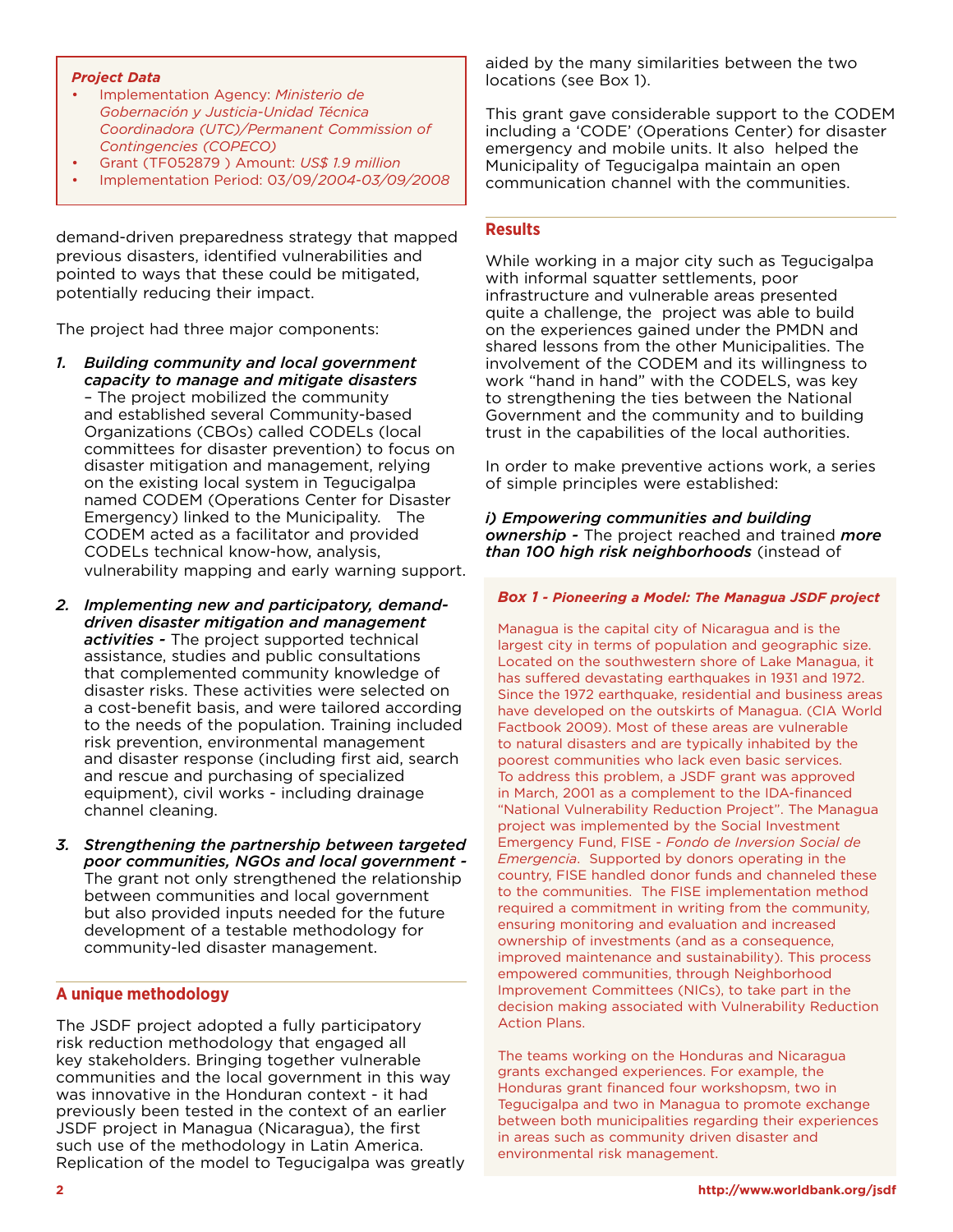***Project Data***

- Implementation Agency: *Ministerio de Gobernación y Justicia-Unidad Técnica Coordinadora (UTC)/Permanent Commission of Contingencies (COPECO)*
- Grant (TF052879 ) Amount: *US$ 1.9 million*
- Implementation Period: 03/09/*2004-03/09/2008*

demand-driven preparedness strategy that mapped previous disasters, identified vulnerabilities and pointed to ways that these could be mitigated, potentially reducing their impact.

The project had three major components:

1. ***Building community and local government capacity to manage and mitigate disasters*** – The project mobilized the community and established several Community-based Organizations (CBOs) called CODELs (local committees for disaster prevention) to focus on disaster mitigation and management, relying on the existing local system in Tegucigalpa named CODEM (Operations Center for Disaster Emergency) linked to the Municipality. The CODEM acted as a facilitator and provided CODELs technical know-how, analysis, vulnerability mapping and early warning support.

2. ***Implementing new and participatory, demand-driven disaster mitigation and management activities -*** The project supported technical assistance, studies and public consultations that complemented community knowledge of disaster risks. These activities were selected on a cost-benefit basis, and were tailored according to the needs of the population. Training included risk prevention, environmental management and disaster response (including first aid, search and rescue and purchasing of specialized equipment), civil works - including drainage channel cleaning.

3. ***Strengthening the partnership between targeted poor communities, NGOs and local government -*** The grant not only strengthened the relationship between communities and local government but also provided inputs needed for the future development of a testable methodology for community-led disaster management.

## A unique methodology

The JSDF project adopted a fully participatory risk reduction methodology that engaged all key stakeholders. Bringing together vulnerable communities and the local government in this way was innovative in the Honduran context - it had previously been tested in the context of an earlier JSDF project in Managua (Nicaragua), the first such use of the methodology in Latin America. Replication of the model to Tegucigalpa was greatly aided by the many similarities between the two locations (see Box 1).

This grant gave considerable support to the CODEM including a 'CODE' (Operations Center) for disaster emergency and mobile units. It also helped the Municipality of Tegucigalpa maintain an open communication channel with the communities.

## Results

While working in a major city such as Tegucigalpa with informal squatter settlements, poor infrastructure and vulnerable areas presented quite a challenge, the project was able to build on the experiences gained under the PMDN and shared lessons from the other Municipalities. The involvement of the CODEM and its willingness to work "hand in hand" with the CODELS, was key to strengthening the ties between the National Government and the community and to building trust in the capabilities of the local authorities.

In order to make preventive actions work, a series of simple principles were established:

***i) Empowering communities and building ownership -*** The project reached and trained ***more than 100 high risk neighborhoods*** (instead of

***Box 1 - Pioneering a Model: The Managua JSDF project***

Managua is the capital city of Nicaragua and is the largest city in terms of population and geographic size. Located on the southwestern shore of Lake Managua, it has suffered devastating earthquakes in 1931 and 1972. Since the 1972 earthquake, residential and business areas have developed on the outskirts of Managua. (CIA World Factbook 2009). Most of these areas are vulnerable to natural disasters and are typically inhabited by the poorest communities who lack even basic services. To address this problem, a JSDF grant was approved in March, 2001 as a complement to the IDA-financed "National Vulnerability Reduction Project". The Managua project was implemented by the Social Investment Emergency Fund, FISE - *Fondo de Inversion Social de Emergencia*. Supported by donors operating in the country, FISE handled donor funds and channeled these to the communities. The FISE implementation method required a commitment in writing from the community, ensuring monitoring and evaluation and increased ownership of investments (and as a consequence, improved maintenance and sustainability). This process empowered communities, through Neighborhood Improvement Committees (NICs), to take part in the decision making associated with Vulnerability Reduction Action Plans.

The teams working on the Honduras and Nicaragua grants exchanged experiences. For example, the Honduras grant financed four workshopsm, two in Tegucigalpa and two in Managua to promote exchange between both municipalities regarding their experiences in areas such as community driven disaster and environmental risk management.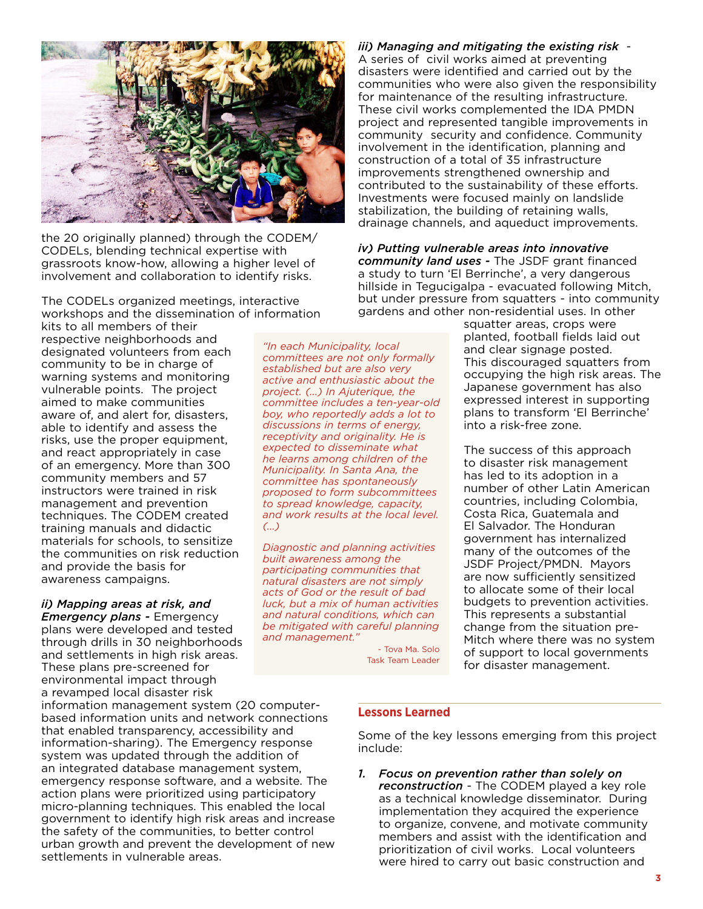the 20 originally planned) through the CODEM/CODELs, blending technical expertise with grassroots know-how, allowing a higher level of involvement and collaboration to identify risks.

The CODELs organized meetings, interactive workshops and the dissemination of information kits to all members of their respective neighborhoods and designated volunteers from each community to be in charge of warning systems and monitoring vulnerable points. The project aimed to make communities aware of, and alert for, disasters, able to identify and assess the risks, use the proper equipment, and react appropriately in case of an emergency. More than 300 community members and 57 instructors were trained in risk management and prevention techniques. The CODEM created training manuals and didactic materials for schools, to sensitize the communities on risk reduction and provide the basis for awareness campaigns.

***ii) Mapping areas at risk, and Emergency plans -*** Emergency plans were developed and tested through drills in 30 neighborhoods and settlements in high risk areas. These plans pre-screened for environmental impact through a revamped local disaster risk information management system (20 computer-based information units and network connections that enabled transparency, accessibility and information-sharing). The Emergency response system was updated through the addition of an integrated database management system, emergency response software, and a website. The action plans were prioritized using participatory micro-planning techniques. This enabled the local government to identify high risk areas and increase the safety of the communities, to better control urban growth and prevent the development of new settlements in vulnerable areas.

> *"In each Municipality, local committees are not only formally established but are also very active and enthusiastic about the project. (...) In Ajuterique, the committee includes a ten-year-old boy, who reportedly adds a lot to discussions in terms of energy, receptivity and originality. He is expected to disseminate what he learns among children of the Municipality. In Santa Ana, the committee has spontaneously proposed to form subcommittees to spread knowledge, capacity, and work results at the local level. (...)*
>
> *Diagnostic and planning activities built awareness among the participating communities that natural disasters are not simply acts of God or the result of bad luck, but a mix of human activities and natural conditions, which can be mitigated with careful planning and management."*
>
> \- Tova Ma. Solo
> Task Team Leader

***iii) Managing and mitigating the existing risk -*** A series of civil works aimed at preventing disasters were identified and carried out by the communities who were also given the responsibility for maintenance of the resulting infrastructure. These civil works complemented the IDA PMDN project and represented tangible improvements in community security and confidence. Community involvement in the identification, planning and construction of a total of 35 infrastructure improvements strengthened ownership and contributed to the sustainability of these efforts. Investments were focused mainly on landslide stabilization, the building of retaining walls, drainage channels, and aqueduct improvements.

***iv) Putting vulnerable areas into innovative community land uses -*** The JSDF grant financed a study to turn 'El Berrinche', a very dangerous hillside in Tegucigalpa - evacuated following Mitch, but under pressure from squatters - into community gardens and other non-residential uses. In other squatter areas, crops were planted, football fields laid out and clear signage posted. This discouraged squatters from occupying the high risk areas. The Japanese government has also expressed interest in supporting plans to transform 'El Berrinche' into a risk-free zone.

The success of this approach to disaster risk management has led to its adoption in a number of other Latin American countries, including Colombia, Costa Rica, Guatemala and El Salvador. The Honduran government has internalized many of the outcomes of the JSDF Project/PMDN. Mayors are now sufficiently sensitized to allocate some of their local budgets to prevention activities. This represents a substantial change from the situation pre-Mitch where there was no system of support to local governments for disaster management.

## Lessons Learned

Some of the key lessons emerging from this project include:

1. ***Focus on prevention rather than solely on reconstruction*** - The CODEM played a key role as a technical knowledge disseminator. During implementation they acquired the experience to organize, convene, and motivate community members and assist with the identification and prioritization of civil works. Local volunteers were hired to carry out basic construction and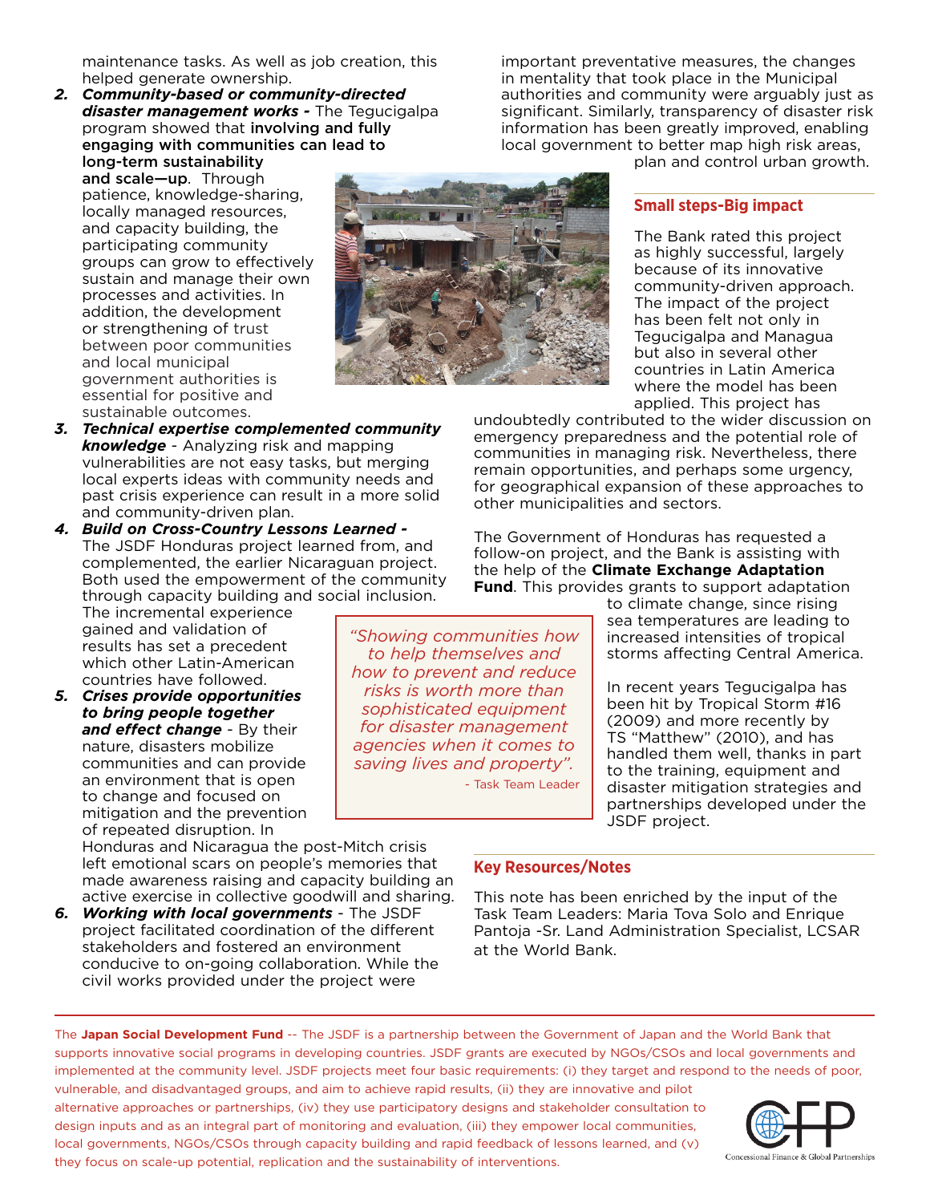maintenance tasks. As well as job creation, this helped generate ownership.

2. ***Community-based or community-directed disaster management works*** - The Tegucigalpa program showed that **involving and fully engaging with communities can lead to long-term sustainability and scale—up**. Through patience, knowledge-sharing, locally managed resources, and capacity building, the participating community groups can grow to effectively sustain and manage their own processes and activities. In addition, the development or strengthening of trust between poor communities and local municipal government authorities is essential for positive and sustainable outcomes.

3. ***Technical expertise complemented community knowledge*** - Analyzing risk and mapping vulnerabilities are not easy tasks, but merging local experts ideas with community needs and past crisis experience can result in a more solid and community-driven plan.

4. ***Build on Cross-Country Lessons Learned*** - The JSDF Honduras project learned from, and complemented, the earlier Nicaraguan project. Both used the empowerment of the community through capacity building and social inclusion. The incremental experience gained and validation of results has set a precedent which other Latin-American countries have followed.

5. ***Crises provide opportunities to bring people together and effect change*** - By their nature, disasters mobilize communities and can provide an environment that is open to change and focused on mitigation and the prevention of repeated disruption. In Honduras and Nicaragua the post-Mitch crisis left emotional scars on people's memories that made awareness raising and capacity building an active exercise in collective goodwill and sharing.

6. ***Working with local governments*** - The JSDF project facilitated coordination of the different stakeholders and fostered an environment conducive to on-going collaboration. While the civil works provided under the project were important preventative measures, the changes in mentality that took place in the Municipal authorities and community were arguably just as significant. Similarly, transparency of disaster risk information has been greatly improved, enabling local government to better map high risk areas, plan and control urban growth.

## Small steps-Big impact

The Bank rated this project as highly successful, largely because of its innovative community-driven approach. The impact of the project has been felt not only in Tegucigalpa and Managua but also in several other countries in Latin America where the model has been applied. This project has undoubtedly contributed to the wider discussion on emergency preparedness and the potential role of communities in managing risk. Nevertheless, there remain opportunities, and perhaps some urgency, for geographical expansion of these approaches to other municipalities and sectors.

The Government of Honduras has requested a follow-on project, and the Bank is assisting with the help of the **Climate Exchange Adaptation Fund**. This provides grants to support adaptation to climate change, since rising sea temperatures are leading to increased intensities of tropical storms affecting Central America.

*"Showing communities how to help themselves and how to prevent and reduce risks is worth more than sophisticated equipment for disaster management agencies when it comes to saving lives and property".*

- Task Team Leader

In recent years Tegucigalpa has been hit by Tropical Storm #16 (2009) and more recently by TS "Matthew" (2010), and has handled them well, thanks in part to the training, equipment and disaster mitigation strategies and partnerships developed under the JSDF project.

## Key Resources/Notes

This note has been enriched by the input of the Task Team Leaders: Maria Tova Solo and Enrique Pantoja -Sr. Land Administration Specialist, LCSAR at the World Bank.

The **Japan Social Development Fund** -- The JSDF is a partnership between the Government of Japan and the World Bank that supports innovative social programs in developing countries. JSDF grants are executed by NGOs/CSOs and local governments and implemented at the community level. JSDF projects meet four basic requirements: (i) they target and respond to the needs of poor, vulnerable, and disadvantaged groups, and aim to achieve rapid results, (ii) they are innovative and pilot alternative approaches or partnerships, (iv) they use participatory designs and stakeholder consultation to design inputs and as an integral part of monitoring and evaluation, (iii) they empower local communities, local governments, NGOs/CSOs through capacity building and rapid feedback of lessons learned, and (v) they focus on scale-up potential, replication and the sustainability of interventions.

CFP

Concessional Finance & Global Partnerships